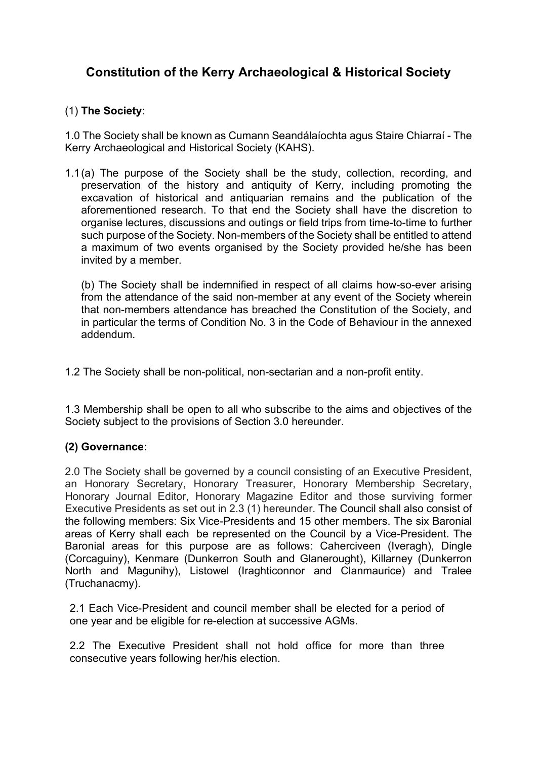# Constitution of the Kerry Archaeological & Historical Society

(1) **The Society**:

1.0 The Society shall be known as Cumann Seandálaíochta agus Staire Chiarraí - The Kerry Archaeological and Historical Society (KAHS).

1.1 (a) The purpose of the Society shall be the study, collection, recording, and preservation of the history and antiquity of Kerry, including promoting the excavation of historical and antiquarian remains and the publication of the aforementioned research. To that end the Society shall have the discretion to organise lectures, discussions and outings or field trips from time-to-time to further such purpose of the Society. Non-members of the Society shall be entitled to attend a maximum of two events organised by the Society provided he/she has been invited by a member.

(b) The Society shall be indemnified in respect of all claims how-so-ever arising from the attendance of the said non-member at any event of the Society wherein that non-members attendance has breached the Constitution of the Society, and in particular the terms of Condition No. 3 in the Code of Behaviour in the annexed addendum.

1.2 The Society shall be non-political, non-sectarian and a non-profit entity.

1.3 Membership shall be open to all who subscribe to the aims and objectives of the Society subject to the provisions of Section 3.0 hereunder.

**(2) Governance:**

2.0 The Society shall be governed by a council consisting of an Executive President, an Honorary Secretary, Honorary Treasurer, Honorary Membership Secretary, Honorary Journal Editor, Honorary Magazine Editor and those surviving former Executive Presidents as set out in 2.3 (1) hereunder. The Council shall also consist of the following members: Six Vice-Presidents and 15 other members. The six Baronial areas of Kerry shall each be represented on the Council by a Vice-President. The Baronial areas for this purpose are as follows: Caherciveen (Iveragh), Dingle (Corcaguiny), Kenmare (Dunkerron South and Glanerought), Killarney (Dunkerron North and Magunihy), Listowel (Iraghticonnor and Clanmaurice) and Tralee (Truchanacmy).

2.1 Each Vice-President and council member shall be elected for a period of one year and be eligible for re-election at successive AGMs.

2.2 The Executive President shall not hold office for more than three consecutive years following her/his election.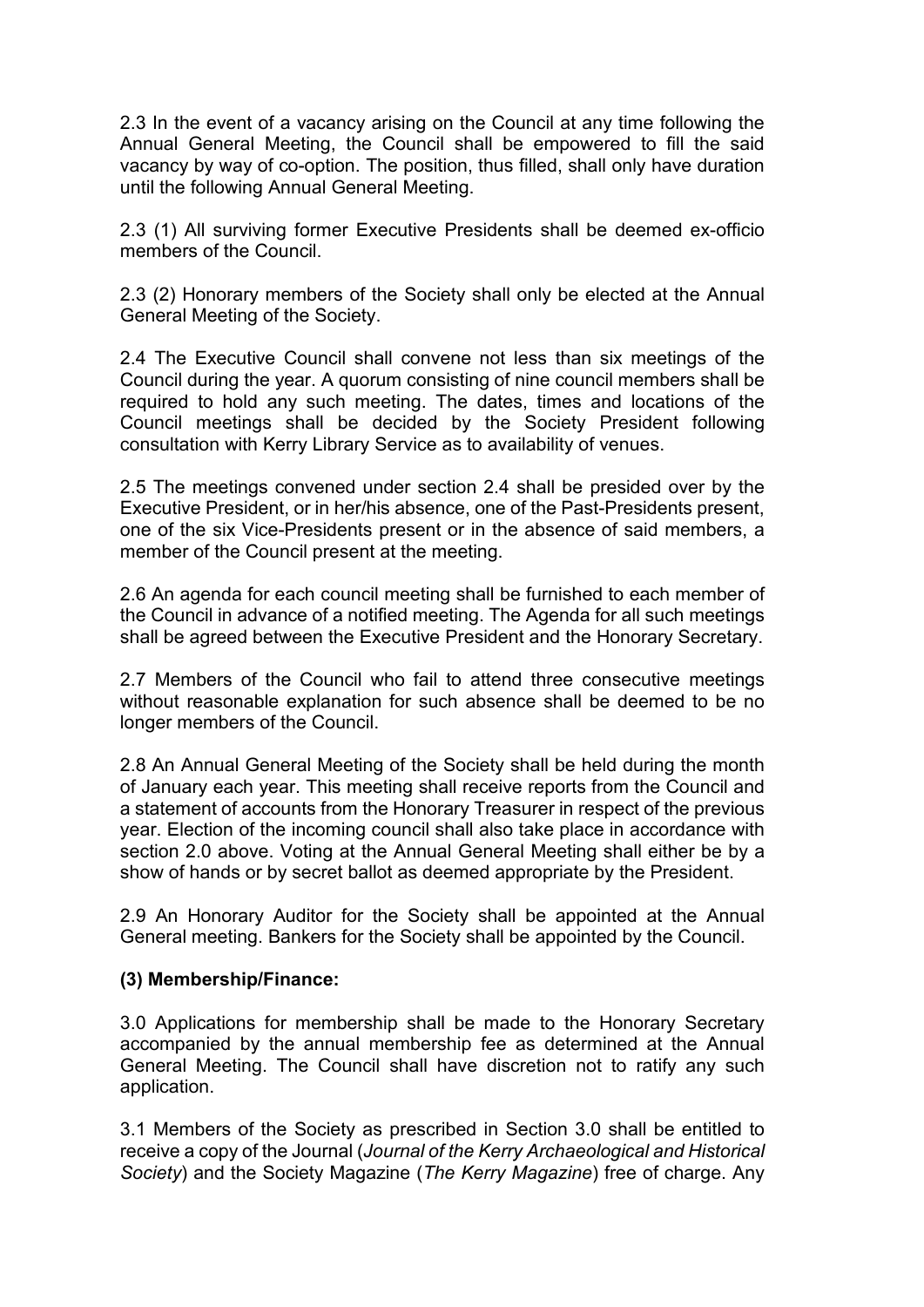2.3 In the event of a vacancy arising on the Council at any time following the Annual General Meeting, the Council shall be empowered to fill the said vacancy by way of co-option. The position, thus filled, shall only have duration until the following Annual General Meeting.

2.3 (1) All surviving former Executive Presidents shall be deemed ex-officio members of the Council.

2.3 (2) Honorary members of the Society shall only be elected at the Annual General Meeting of the Society.

2.4 The Executive Council shall convene not less than six meetings of the Council during the year. A quorum consisting of nine council members shall be required to hold any such meeting. The dates, times and locations of the Council meetings shall be decided by the Society President following consultation with Kerry Library Service as to availability of venues.

2.5 The meetings convened under section 2.4 shall be presided over by the Executive President, or in her/his absence, one of the Past-Presidents present, one of the six Vice-Presidents present or in the absence of said members, a member of the Council present at the meeting.

2.6 An agenda for each council meeting shall be furnished to each member of the Council in advance of a notified meeting. The Agenda for all such meetings shall be agreed between the Executive President and the Honorary Secretary.

2.7 Members of the Council who fail to attend three consecutive meetings without reasonable explanation for such absence shall be deemed to be no longer members of the Council.

2.8 An Annual General Meeting of the Society shall be held during the month of January each year. This meeting shall receive reports from the Council and a statement of accounts from the Honorary Treasurer in respect of the previous year. Election of the incoming council shall also take place in accordance with section 2.0 above. Voting at the Annual General Meeting shall either be by a show of hands or by secret ballot as deemed appropriate by the President.

2.9 An Honorary Auditor for the Society shall be appointed at the Annual General meeting. Bankers for the Society shall be appointed by the Council.

**(3) Membership/Finance:**

3.0 Applications for membership shall be made to the Honorary Secretary accompanied by the annual membership fee as determined at the Annual General Meeting. The Council shall have discretion not to ratify any such application.

3.1 Members of the Society as prescribed in Section 3.0 shall be entitled to receive a copy of the Journal (*Journal of the Kerry Archaeological and Historical Society*) and the Society Magazine (*The Kerry Magazine*) free of charge. Any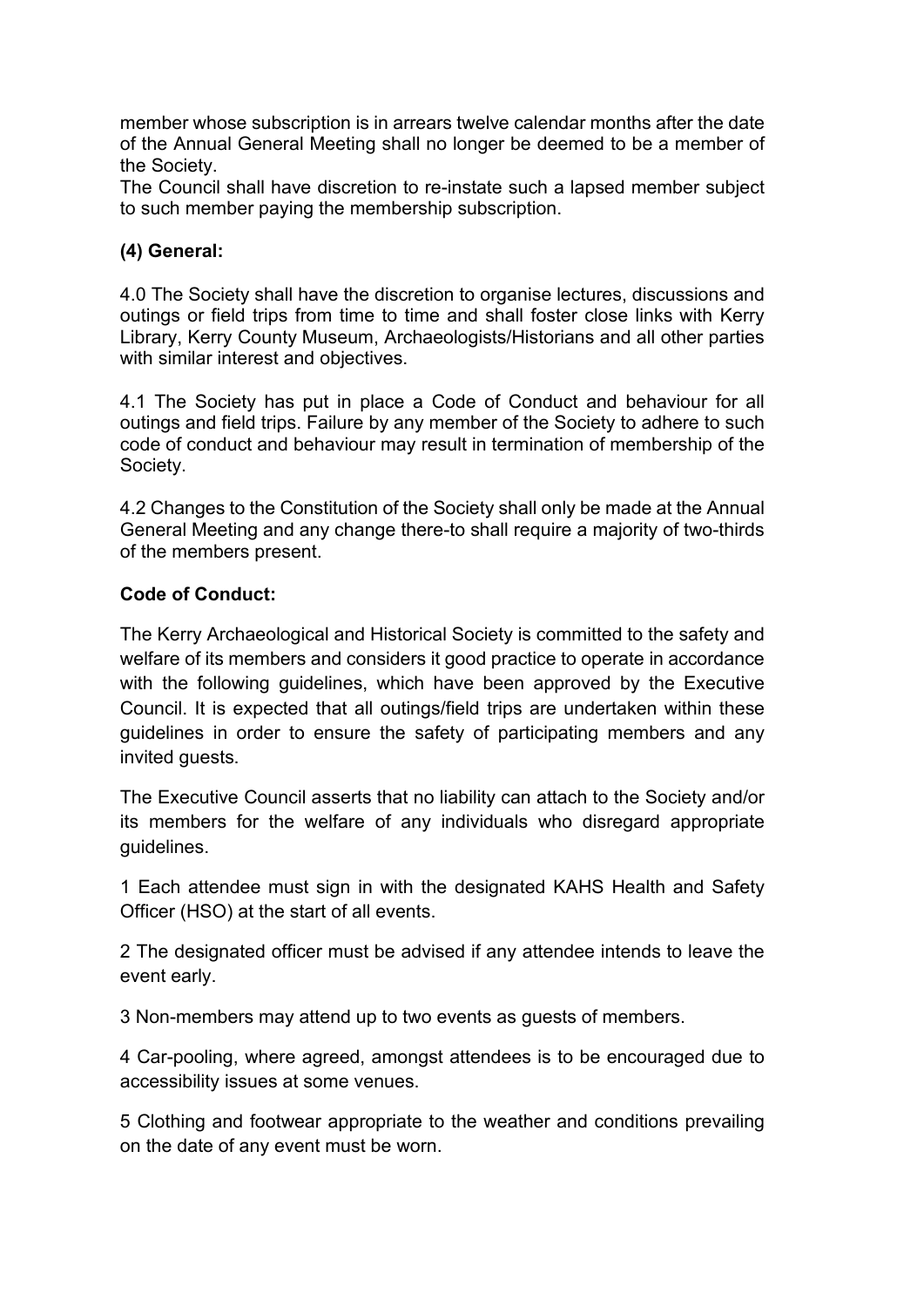member whose subscription is in arrears twelve calendar months after the date of the Annual General Meeting shall no longer be deemed to be a member of the Society.
The Council shall have discretion to re-instate such a lapsed member subject to such member paying the membership subscription.

**(4) General:**

4.0 The Society shall have the discretion to organise lectures, discussions and outings or field trips from time to time and shall foster close links with Kerry Library, Kerry County Museum, Archaeologists/Historians and all other parties with similar interest and objectives.

4.1 The Society has put in place a Code of Conduct and behaviour for all outings and field trips. Failure by any member of the Society to adhere to such code of conduct and behaviour may result in termination of membership of the Society.

4.2 Changes to the Constitution of the Society shall only be made at the Annual General Meeting and any change there-to shall require a majority of two-thirds of the members present.

**Code of Conduct:**

The Kerry Archaeological and Historical Society is committed to the safety and welfare of its members and considers it good practice to operate in accordance with the following guidelines, which have been approved by the Executive Council. It is expected that all outings/field trips are undertaken within these guidelines in order to ensure the safety of participating members and any invited guests.

The Executive Council asserts that no liability can attach to the Society and/or its members for the welfare of any individuals who disregard appropriate guidelines.

1 Each attendee must sign in with the designated KAHS Health and Safety Officer (HSO) at the start of all events.

2 The designated officer must be advised if any attendee intends to leave the event early.

3 Non-members may attend up to two events as guests of members.

4 Car-pooling, where agreed, amongst attendees is to be encouraged due to accessibility issues at some venues.

5 Clothing and footwear appropriate to the weather and conditions prevailing on the date of any event must be worn.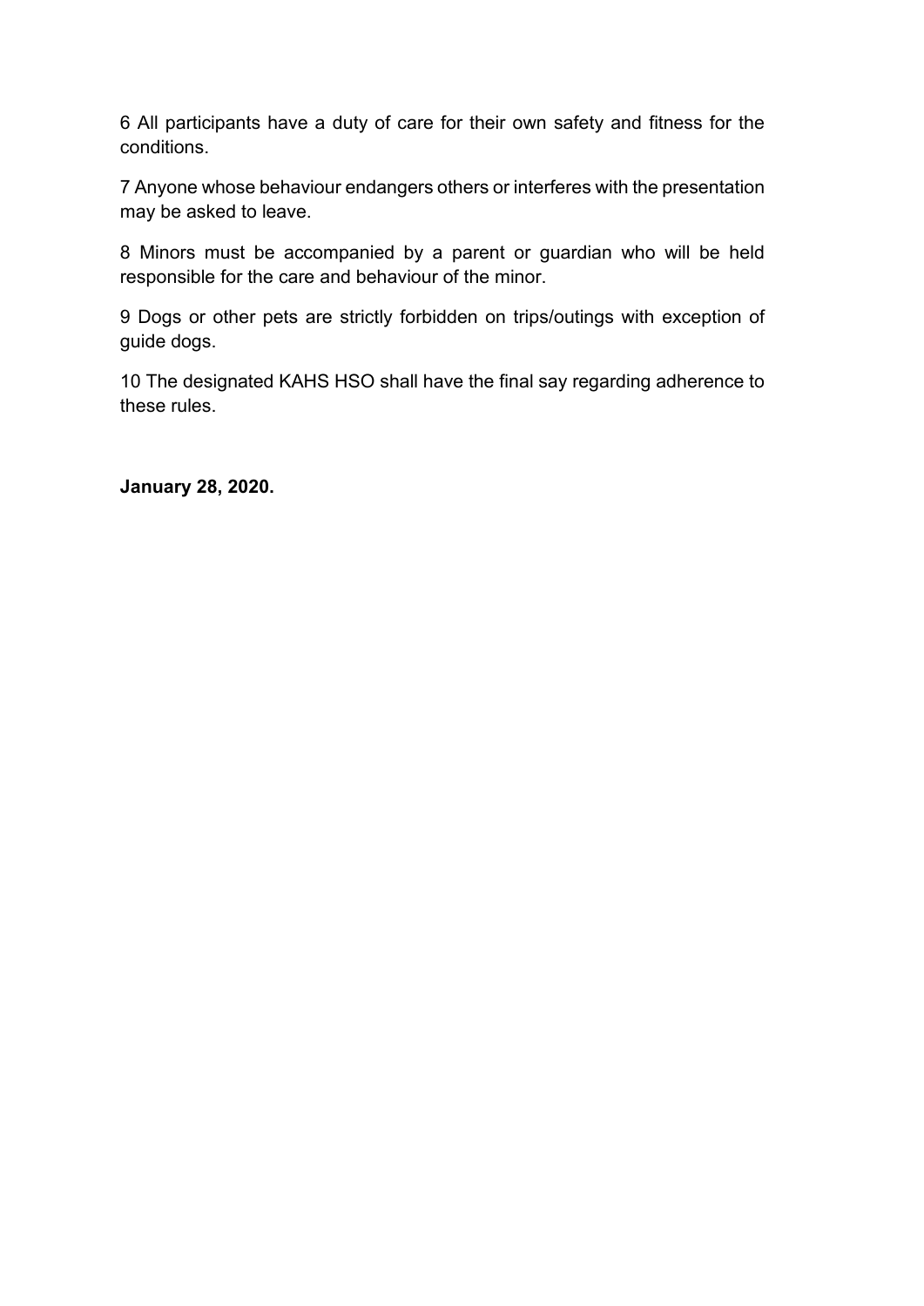6 All participants have a duty of care for their own safety and fitness for the conditions.

7 Anyone whose behaviour endangers others or interferes with the presentation may be asked to leave.

8 Minors must be accompanied by a parent or guardian who will be held responsible for the care and behaviour of the minor.

9 Dogs or other pets are strictly forbidden on trips/outings with exception of guide dogs.

10 The designated KAHS HSO shall have the final say regarding adherence to these rules.

**January 28, 2020.**